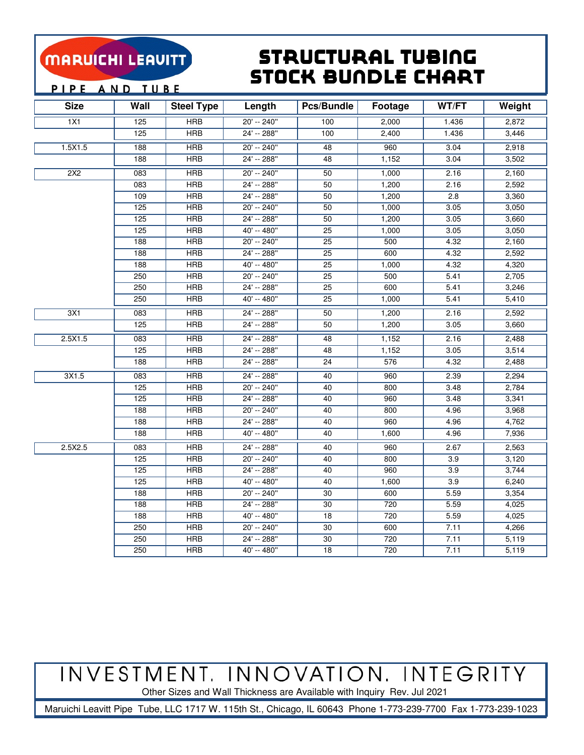MARUICHI LEAVITT

PIPE AND TUBE

# STRUCTURAL TUBING STOCK BUNDLE CHART

| Size | Wall | Steel Type | Length | Pcs/Bundle | Footage | WT/FT | Weight |
|---|---|---|---|---|---|---|---|
| 1X1 | 125 | HRB | 20' -- 240" | 100 | 2,000 | 1.436 | 2,872 |
| | 125 | HRB | 24' -- 288" | 100 | 2,400 | 1.436 | 3,446 |
| 1.5X1.5 | 188 | HRB | 20' -- 240" | 48 | 960 | 3.04 | 2,918 |
| | 188 | HRB | 24' -- 288" | 48 | 1,152 | 3.04 | 3,502 |
| 2X2 | 083 | HRB | 20' -- 240" | 50 | 1,000 | 2.16 | 2,160 |
| | 083 | HRB | 24' -- 288" | 50 | 1,200 | 2.16 | 2,592 |
| | 109 | HRB | 24' -- 288" | 50 | 1,200 | 2.8 | 3,360 |
| | 125 | HRB | 20' -- 240" | 50 | 1,000 | 3.05 | 3,050 |
| | 125 | HRB | 24' -- 288" | 50 | 1,200 | 3.05 | 3,660 |
| | 125 | HRB | 40' -- 480" | 25 | 1,000 | 3.05 | 3,050 |
| | 188 | HRB | 20' -- 240" | 25 | 500 | 4.32 | 2,160 |
| | 188 | HRB | 24' -- 288" | 25 | 600 | 4.32 | 2,592 |
| | 188 | HRB | 40' -- 480" | 25 | 1,000 | 4.32 | 4,320 |
| | 250 | HRB | 20' -- 240" | 25 | 500 | 5.41 | 2,705 |
| | 250 | HRB | 24' -- 288" | 25 | 600 | 5.41 | 3,246 |
| | 250 | HRB | 40' -- 480" | 25 | 1,000 | 5.41 | 5,410 |
| 3X1 | 083 | HRB | 24' -- 288" | 50 | 1,200 | 2.16 | 2,592 |
| | 125 | HRB | 24' -- 288" | 50 | 1,200 | 3.05 | 3,660 |
| 2.5X1.5 | 083 | HRB | 24' -- 288" | 48 | 1,152 | 2.16 | 2,488 |
| | 125 | HRB | 24' -- 288" | 48 | 1,152 | 3.05 | 3,514 |
| | 188 | HRB | 24' -- 288" | 24 | 576 | 4.32 | 2,488 |
| 3X1.5 | 083 | HRB | 24' -- 288" | 40 | 960 | 2.39 | 2,294 |
| | 125 | HRB | 20' -- 240" | 40 | 800 | 3.48 | 2,784 |
| | 125 | HRB | 24' -- 288" | 40 | 960 | 3.48 | 3,341 |
| | 188 | HRB | 20' -- 240" | 40 | 800 | 4.96 | 3,968 |
| | 188 | HRB | 24' -- 288" | 40 | 960 | 4.96 | 4,762 |
| | 188 | HRB | 40' -- 480" | 40 | 1,600 | 4.96 | 7,936 |
| 2.5X2.5 | 083 | HRB | 24' -- 288" | 40 | 960 | 2.67 | 2,563 |
| | 125 | HRB | 20' -- 240" | 40 | 800 | 3.9 | 3,120 |
| | 125 | HRB | 24' -- 288" | 40 | 960 | 3.9 | 3,744 |
| | 125 | HRB | 40' -- 480" | 40 | 1,600 | 3.9 | 6,240 |
| | 188 | HRB | 20' -- 240" | 30 | 600 | 5.59 | 3,354 |
| | 188 | HRB | 24' -- 288" | 30 | 720 | 5.59 | 4,025 |
| | 188 | HRB | 40' -- 480" | 18 | 720 | 5.59 | 4,025 |
| | 250 | HRB | 20' -- 240" | 30 | 600 | 7.11 | 4,266 |
| | 250 | HRB | 24' -- 288" | 30 | 720 | 7.11 | 5,119 |
| | 250 | HRB | 40' -- 480" | 18 | 720 | 7.11 | 5,119 |

INVESTMENT. INNOVATION. INTEGRITY

Other Sizes and Wall Thickness are Available with Inquiry Rev. Jul 2021

Maruichi Leavitt Pipe Tube, LLC 1717 W. 115th St., Chicago, IL 60643 Phone 1-773-239-7700 Fax 1-773-239-1023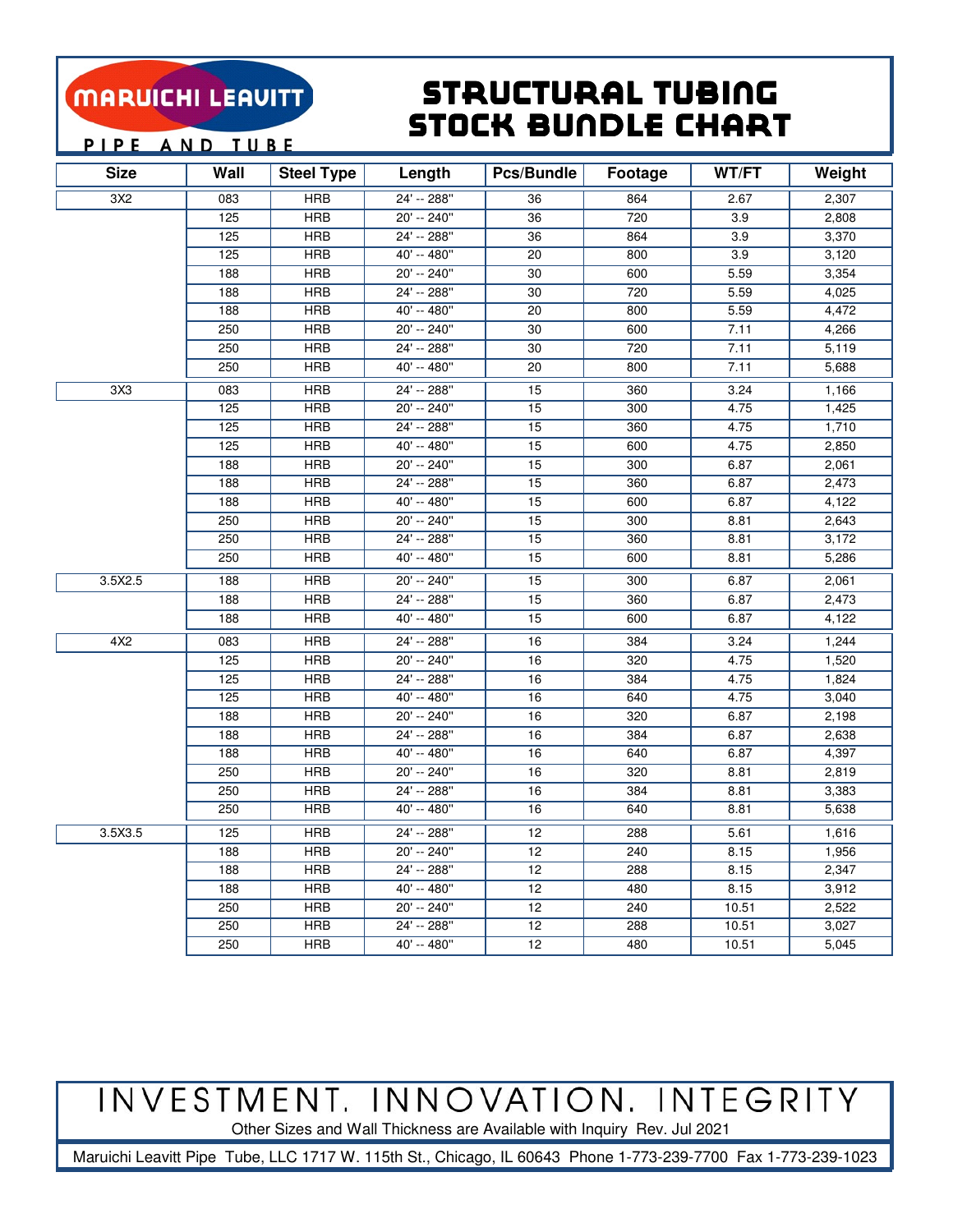MARUICHI LEAVITT

PIPE AND TUBE

# STRUCTURAL TUBING STOCK BUNDLE CHART

| Size | Wall | Steel Type | Length | Pcs/Bundle | Footage | WT/FT | Weight |
|---|---|---|---|---|---|---|---|
| 3X2 | 083 | HRB | 24' -- 288" | 36 | 864 | 2.67 | 2,307 |
| | 125 | HRB | 20' -- 240" | 36 | 720 | 3.9 | 2,808 |
| | 125 | HRB | 24' -- 288" | 36 | 864 | 3.9 | 3,370 |
| | 125 | HRB | 40' -- 480" | 20 | 800 | 3.9 | 3,120 |
| | 188 | HRB | 20' -- 240" | 30 | 600 | 5.59 | 3,354 |
| | 188 | HRB | 24' -- 288" | 30 | 720 | 5.59 | 4,025 |
| | 188 | HRB | 40' -- 480" | 20 | 800 | 5.59 | 4,472 |
| | 250 | HRB | 20' -- 240" | 30 | 600 | 7.11 | 4,266 |
| | 250 | HRB | 24' -- 288" | 30 | 720 | 7.11 | 5,119 |
| | 250 | HRB | 40' -- 480" | 20 | 800 | 7.11 | 5,688 |
| 3X3 | 083 | HRB | 24' -- 288" | 15 | 360 | 3.24 | 1,166 |
| | 125 | HRB | 20' -- 240" | 15 | 300 | 4.75 | 1,425 |
| | 125 | HRB | 24' -- 288" | 15 | 360 | 4.75 | 1,710 |
| | 125 | HRB | 40' -- 480" | 15 | 600 | 4.75 | 2,850 |
| | 188 | HRB | 20' -- 240" | 15 | 300 | 6.87 | 2,061 |
| | 188 | HRB | 24' -- 288" | 15 | 360 | 6.87 | 2,473 |
| | 188 | HRB | 40' -- 480" | 15 | 600 | 6.87 | 4,122 |
| | 250 | HRB | 20' -- 240" | 15 | 300 | 8.81 | 2,643 |
| | 250 | HRB | 24' -- 288" | 15 | 360 | 8.81 | 3,172 |
| | 250 | HRB | 40' -- 480" | 15 | 600 | 8.81 | 5,286 |
| 3.5X2.5 | 188 | HRB | 20' -- 240" | 15 | 300 | 6.87 | 2,061 |
| | 188 | HRB | 24' -- 288" | 15 | 360 | 6.87 | 2,473 |
| | 188 | HRB | 40' -- 480" | 15 | 600 | 6.87 | 4,122 |
| 4X2 | 083 | HRB | 24' -- 288" | 16 | 384 | 3.24 | 1,244 |
| | 125 | HRB | 20' -- 240" | 16 | 320 | 4.75 | 1,520 |
| | 125 | HRB | 24' -- 288" | 16 | 384 | 4.75 | 1,824 |
| | 125 | HRB | 40' -- 480" | 16 | 640 | 4.75 | 3,040 |
| | 188 | HRB | 20' -- 240" | 16 | 320 | 6.87 | 2,198 |
| | 188 | HRB | 24' -- 288" | 16 | 384 | 6.87 | 2,638 |
| | 188 | HRB | 40' -- 480" | 16 | 640 | 6.87 | 4,397 |
| | 250 | HRB | 20' -- 240" | 16 | 320 | 8.81 | 2,819 |
| | 250 | HRB | 24' -- 288" | 16 | 384 | 8.81 | 3,383 |
| | 250 | HRB | 40' -- 480" | 16 | 640 | 8.81 | 5,638 |
| 3.5X3.5 | 125 | HRB | 24' -- 288" | 12 | 288 | 5.61 | 1,616 |
| | 188 | HRB | 20' -- 240" | 12 | 240 | 8.15 | 1,956 |
| | 188 | HRB | 24' -- 288" | 12 | 288 | 8.15 | 2,347 |
| | 188 | HRB | 40' -- 480" | 12 | 480 | 8.15 | 3,912 |
| | 250 | HRB | 20' -- 240" | 12 | 240 | 10.51 | 2,522 |
| | 250 | HRB | 24' -- 288" | 12 | 288 | 10.51 | 3,027 |
| | 250 | HRB | 40' -- 480" | 12 | 480 | 10.51 | 5,045 |

INVESTMENT. INNOVATION. INTEGRITY

Other Sizes and Wall Thickness are Available with Inquiry Rev. Jul 2021

Maruichi Leavitt Pipe Tube, LLC 1717 W. 115th St., Chicago, IL 60643 Phone 1-773-239-7700 Fax 1-773-239-1023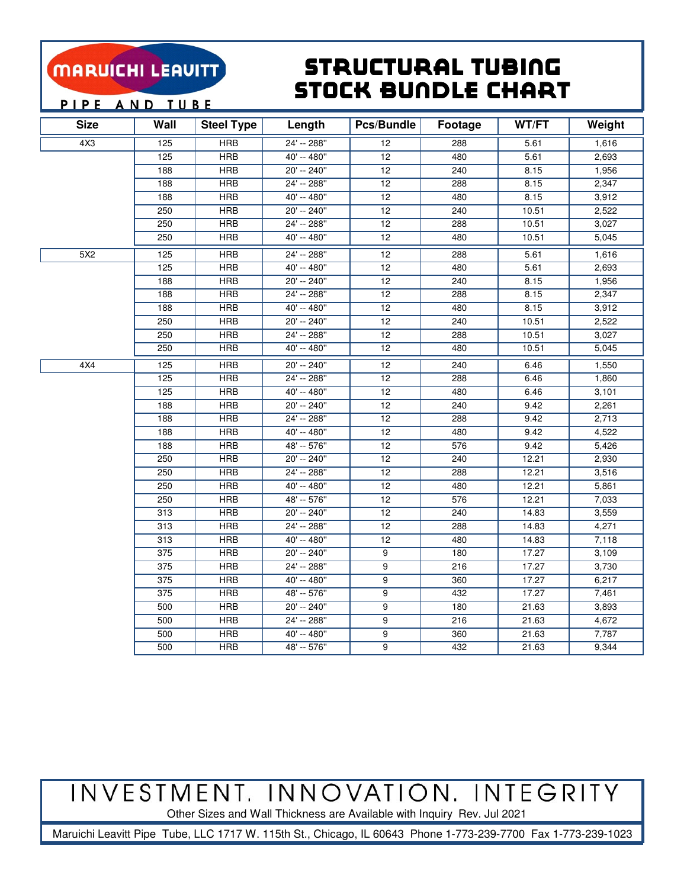MARUICHI LEAVITT

PIPE AND TUBE

# STRUCTURAL TUBING STOCK BUNDLE CHART

| Size | Wall | Steel Type | Length | Pcs/Bundle | Footage | WT/FT | Weight |
|---|---|---|---|---|---|---|---|
| 4X3 | 125 | HRB | 24' -- 288" | 12 | 288 | 5.61 | 1,616 |
| | 125 | HRB | 40' -- 480" | 12 | 480 | 5.61 | 2,693 |
| | 188 | HRB | 20' -- 240" | 12 | 240 | 8.15 | 1,956 |
| | 188 | HRB | 24' -- 288" | 12 | 288 | 8.15 | 2,347 |
| | 188 | HRB | 40' -- 480" | 12 | 480 | 8.15 | 3,912 |
| | 250 | HRB | 20' -- 240" | 12 | 240 | 10.51 | 2,522 |
| | 250 | HRB | 24' -- 288" | 12 | 288 | 10.51 | 3,027 |
| | 250 | HRB | 40' -- 480" | 12 | 480 | 10.51 | 5,045 |
| 5X2 | 125 | HRB | 24' -- 288" | 12 | 288 | 5.61 | 1,616 |
| | 125 | HRB | 40' -- 480" | 12 | 480 | 5.61 | 2,693 |
| | 188 | HRB | 20' -- 240" | 12 | 240 | 8.15 | 1,956 |
| | 188 | HRB | 24' -- 288" | 12 | 288 | 8.15 | 2,347 |
| | 188 | HRB | 40' -- 480" | 12 | 480 | 8.15 | 3,912 |
| | 250 | HRB | 20' -- 240" | 12 | 240 | 10.51 | 2,522 |
| | 250 | HRB | 24' -- 288" | 12 | 288 | 10.51 | 3,027 |
| | 250 | HRB | 40' -- 480" | 12 | 480 | 10.51 | 5,045 |
| 4X4 | 125 | HRB | 20' -- 240" | 12 | 240 | 6.46 | 1,550 |
| | 125 | HRB | 24' -- 288" | 12 | 288 | 6.46 | 1,860 |
| | 125 | HRB | 40' -- 480" | 12 | 480 | 6.46 | 3,101 |
| | 188 | HRB | 20' -- 240" | 12 | 240 | 9.42 | 2,261 |
| | 188 | HRB | 24' -- 288" | 12 | 288 | 9.42 | 2,713 |
| | 188 | HRB | 40' -- 480" | 12 | 480 | 9.42 | 4,522 |
| | 188 | HRB | 48' -- 576" | 12 | 576 | 9.42 | 5,426 |
| | 250 | HRB | 20' -- 240" | 12 | 240 | 12.21 | 2,930 |
| | 250 | HRB | 24' -- 288" | 12 | 288 | 12.21 | 3,516 |
| | 250 | HRB | 40' -- 480" | 12 | 480 | 12.21 | 5,861 |
| | 250 | HRB | 48' -- 576" | 12 | 576 | 12.21 | 7,033 |
| | 313 | HRB | 20' -- 240" | 12 | 240 | 14.83 | 3,559 |
| | 313 | HRB | 24' -- 288" | 12 | 288 | 14.83 | 4,271 |
| | 313 | HRB | 40' -- 480" | 12 | 480 | 14.83 | 7,118 |
| | 375 | HRB | 20' -- 240" | 9 | 180 | 17.27 | 3,109 |
| | 375 | HRB | 24' -- 288" | 9 | 216 | 17.27 | 3,730 |
| | 375 | HRB | 40' -- 480" | 9 | 360 | 17.27 | 6,217 |
| | 375 | HRB | 48' -- 576" | 9 | 432 | 17.27 | 7,461 |
| | 500 | HRB | 20' -- 240" | 9 | 180 | 21.63 | 3,893 |
| | 500 | HRB | 24' -- 288" | 9 | 216 | 21.63 | 4,672 |
| | 500 | HRB | 40' -- 480" | 9 | 360 | 21.63 | 7,787 |
| | 500 | HRB | 48' -- 576" | 9 | 432 | 21.63 | 9,344 |

INVESTMENT. INNOVATION. INTEGRITY

Other Sizes and Wall Thickness are Available with Inquiry Rev. Jul 2021

Maruichi Leavitt Pipe Tube, LLC 1717 W. 115th St., Chicago, IL 60643 Phone 1-773-239-7700 Fax 1-773-239-1023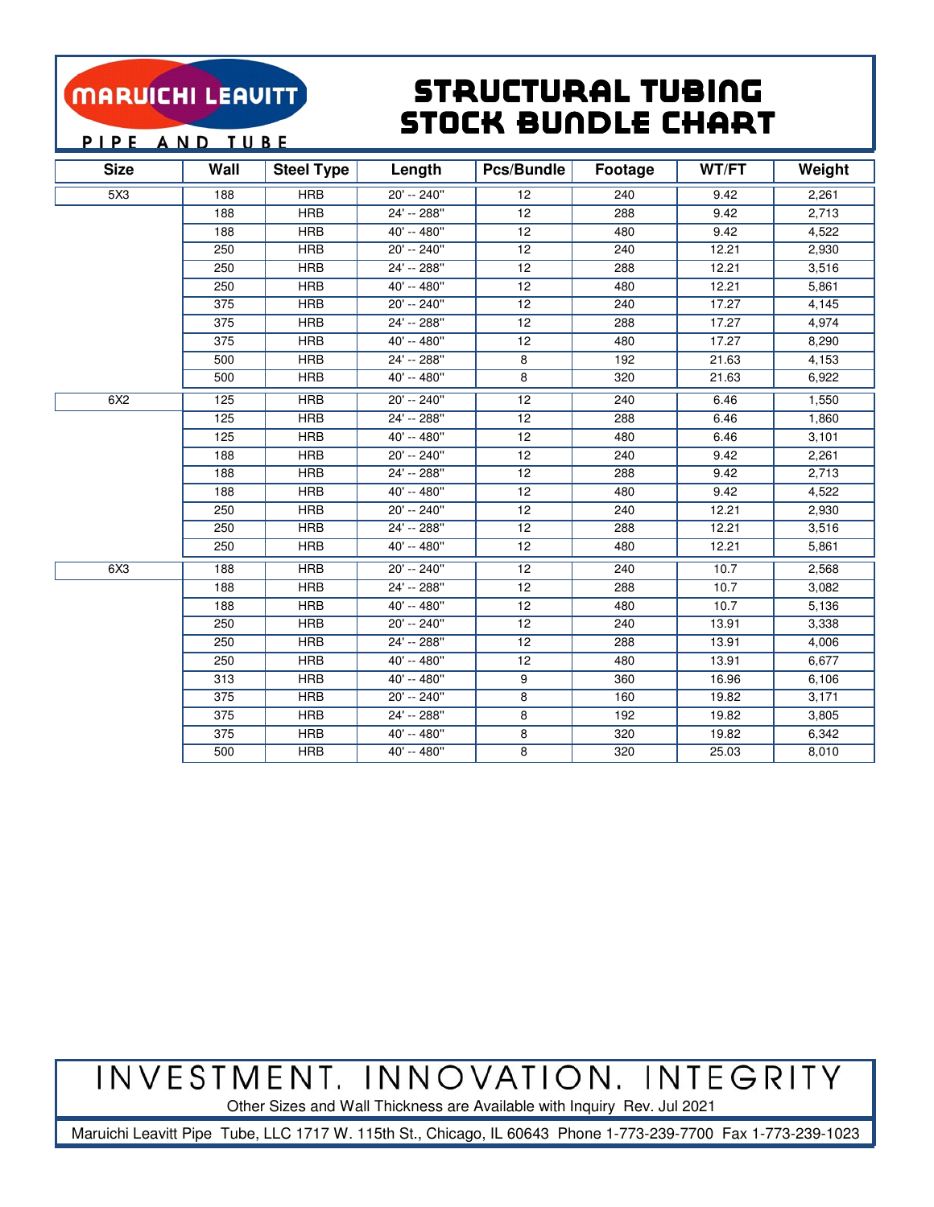MARUICHI LEAVITT PIPE AND TUBE

# STRUCTURAL TUBING STOCK BUNDLE CHART

| Size | Wall | Steel Type | Length | Pcs/Bundle | Footage | WT/FT | Weight |
|---|---|---|---|---|---|---|---|
| 5X3 | 188 | HRB | 20' -- 240" | 12 | 240 | 9.42 | 2,261 |
| | 188 | HRB | 24' -- 288" | 12 | 288 | 9.42 | 2,713 |
| | 188 | HRB | 40' -- 480" | 12 | 480 | 9.42 | 4,522 |
| | 250 | HRB | 20' -- 240" | 12 | 240 | 12.21 | 2,930 |
| | 250 | HRB | 24' -- 288" | 12 | 288 | 12.21 | 3,516 |
| | 250 | HRB | 40' -- 480" | 12 | 480 | 12.21 | 5,861 |
| | 375 | HRB | 20' -- 240" | 12 | 240 | 17.27 | 4,145 |
| | 375 | HRB | 24' -- 288" | 12 | 288 | 17.27 | 4,974 |
| | 375 | HRB | 40' -- 480" | 12 | 480 | 17.27 | 8,290 |
| | 500 | HRB | 24' -- 288" | 8 | 192 | 21.63 | 4,153 |
| | 500 | HRB | 40' -- 480" | 8 | 320 | 21.63 | 6,922 |
| 6X2 | 125 | HRB | 20' -- 240" | 12 | 240 | 6.46 | 1,550 |
| | 125 | HRB | 24' -- 288" | 12 | 288 | 6.46 | 1,860 |
| | 125 | HRB | 40' -- 480" | 12 | 480 | 6.46 | 3,101 |
| | 188 | HRB | 20' -- 240" | 12 | 240 | 9.42 | 2,261 |
| | 188 | HRB | 24' -- 288" | 12 | 288 | 9.42 | 2,713 |
| | 188 | HRB | 40' -- 480" | 12 | 480 | 9.42 | 4,522 |
| | 250 | HRB | 20' -- 240" | 12 | 240 | 12.21 | 2,930 |
| | 250 | HRB | 24' -- 288" | 12 | 288 | 12.21 | 3,516 |
| | 250 | HRB | 40' -- 480" | 12 | 480 | 12.21 | 5,861 |
| 6X3 | 188 | HRB | 20' -- 240" | 12 | 240 | 10.7 | 2,568 |
| | 188 | HRB | 24' -- 288" | 12 | 288 | 10.7 | 3,082 |
| | 188 | HRB | 40' -- 480" | 12 | 480 | 10.7 | 5,136 |
| | 250 | HRB | 20' -- 240" | 12 | 240 | 13.91 | 3,338 |
| | 250 | HRB | 24' -- 288" | 12 | 288 | 13.91 | 4,006 |
| | 250 | HRB | 40' -- 480" | 12 | 480 | 13.91 | 6,677 |
| | 313 | HRB | 40' -- 480" | 9 | 360 | 16.96 | 6,106 |
| | 375 | HRB | 20' -- 240" | 8 | 160 | 19.82 | 3,171 |
| | 375 | HRB | 24' -- 288" | 8 | 192 | 19.82 | 3,805 |
| | 375 | HRB | 40' -- 480" | 8 | 320 | 19.82 | 6,342 |
| | 500 | HRB | 40' -- 480" | 8 | 320 | 25.03 | 8,010 |

INVESTMENT. INNOVATION. INTEGRITY

Other Sizes and Wall Thickness are Available with Inquiry Rev. Jul 2021

Maruichi Leavitt Pipe Tube, LLC 1717 W. 115th St., Chicago, IL 60643 Phone 1-773-239-7700 Fax 1-773-239-1023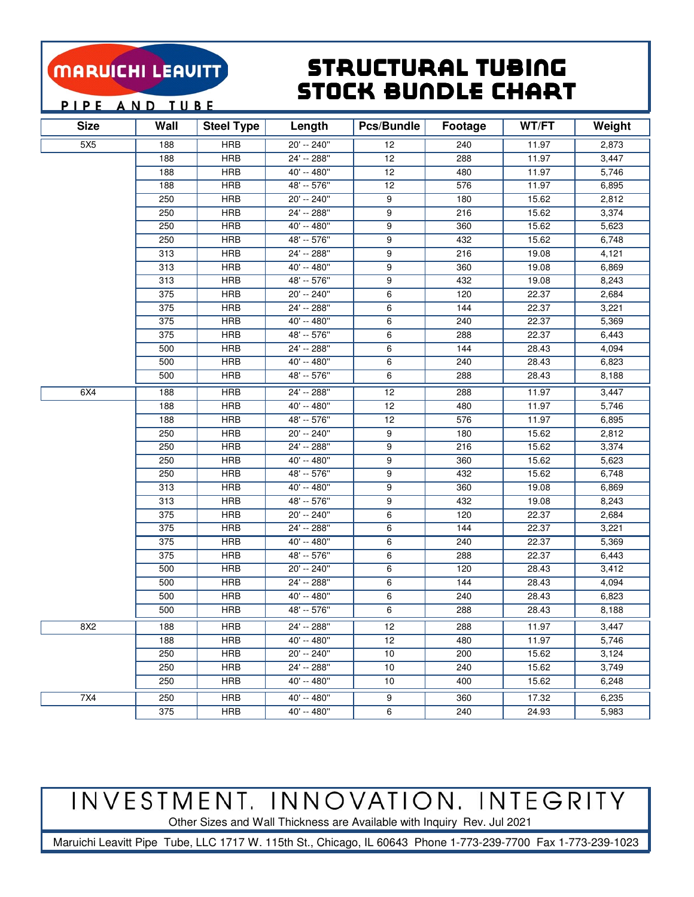MARUICHI LEAVITT

PIPE AND TUBE

# STRUCTURAL TUBING STOCK BUNDLE CHART

| Size | Wall | Steel Type | Length | Pcs/Bundle | Footage | WT/FT | Weight |
|---|---|---|---|---|---|---|---|
| 5X5 | 188 | HRB | 20' -- 240" | 12 | 240 | 11.97 | 2,873 |
| | 188 | HRB | 24' -- 288" | 12 | 288 | 11.97 | 3,447 |
| | 188 | HRB | 40' -- 480" | 12 | 480 | 11.97 | 5,746 |
| | 188 | HRB | 48' -- 576" | 12 | 576 | 11.97 | 6,895 |
| | 250 | HRB | 20' -- 240" | 9 | 180 | 15.62 | 2,812 |
| | 250 | HRB | 24' -- 288" | 9 | 216 | 15.62 | 3,374 |
| | 250 | HRB | 40' -- 480" | 9 | 360 | 15.62 | 5,623 |
| | 250 | HRB | 48' -- 576" | 9 | 432 | 15.62 | 6,748 |
| | 313 | HRB | 24' -- 288" | 9 | 216 | 19.08 | 4,121 |
| | 313 | HRB | 40' -- 480" | 9 | 360 | 19.08 | 6,869 |
| | 313 | HRB | 48' -- 576" | 9 | 432 | 19.08 | 8,243 |
| | 375 | HRB | 20' -- 240" | 6 | 120 | 22.37 | 2,684 |
| | 375 | HRB | 24' -- 288" | 6 | 144 | 22.37 | 3,221 |
| | 375 | HRB | 40' -- 480" | 6 | 240 | 22.37 | 5,369 |
| | 375 | HRB | 48' -- 576" | 6 | 288 | 22.37 | 6,443 |
| | 500 | HRB | 24' -- 288" | 6 | 144 | 28.43 | 4,094 |
| | 500 | HRB | 40' -- 480" | 6 | 240 | 28.43 | 6,823 |
| | 500 | HRB | 48' -- 576" | 6 | 288 | 28.43 | 8,188 |
| 6X4 | 188 | HRB | 24' -- 288" | 12 | 288 | 11.97 | 3,447 |
| | 188 | HRB | 40' -- 480" | 12 | 480 | 11.97 | 5,746 |
| | 188 | HRB | 48' -- 576" | 12 | 576 | 11.97 | 6,895 |
| | 250 | HRB | 20' -- 240" | 9 | 180 | 15.62 | 2,812 |
| | 250 | HRB | 24' -- 288" | 9 | 216 | 15.62 | 3,374 |
| | 250 | HRB | 40' -- 480" | 9 | 360 | 15.62 | 5,623 |
| | 250 | HRB | 48' -- 576" | 9 | 432 | 15.62 | 6,748 |
| | 313 | HRB | 40' -- 480" | 9 | 360 | 19.08 | 6,869 |
| | 313 | HRB | 48' -- 576" | 9 | 432 | 19.08 | 8,243 |
| | 375 | HRB | 20' -- 240" | 6 | 120 | 22.37 | 2,684 |
| | 375 | HRB | 24' -- 288" | 6 | 144 | 22.37 | 3,221 |
| | 375 | HRB | 40' -- 480" | 6 | 240 | 22.37 | 5,369 |
| | 375 | HRB | 48' -- 576" | 6 | 288 | 22.37 | 6,443 |
| | 500 | HRB | 20' -- 240" | 6 | 120 | 28.43 | 3,412 |
| | 500 | HRB | 24' -- 288" | 6 | 144 | 28.43 | 4,094 |
| | 500 | HRB | 40' -- 480" | 6 | 240 | 28.43 | 6,823 |
| | 500 | HRB | 48' -- 576" | 6 | 288 | 28.43 | 8,188 |
| 8X2 | 188 | HRB | 24' -- 288" | 12 | 288 | 11.97 | 3,447 |
| | 188 | HRB | 40' -- 480" | 12 | 480 | 11.97 | 5,746 |
| | 250 | HRB | 20' -- 240" | 10 | 200 | 15.62 | 3,124 |
| | 250 | HRB | 24' -- 288" | 10 | 240 | 15.62 | 3,749 |
| | 250 | HRB | 40' -- 480" | 10 | 400 | 15.62 | 6,248 |
| 7X4 | 250 | HRB | 40' -- 480" | 9 | 360 | 17.32 | 6,235 |
| | 375 | HRB | 40' -- 480" | 6 | 240 | 24.93 | 5,983 |

INVESTMENT. INNOVATION. INTEGRITY

Other Sizes and Wall Thickness are Available with Inquiry Rev. Jul 2021

Maruichi Leavitt Pipe Tube, LLC 1717 W. 115th St., Chicago, IL 60643 Phone 1-773-239-7700 Fax 1-773-239-1023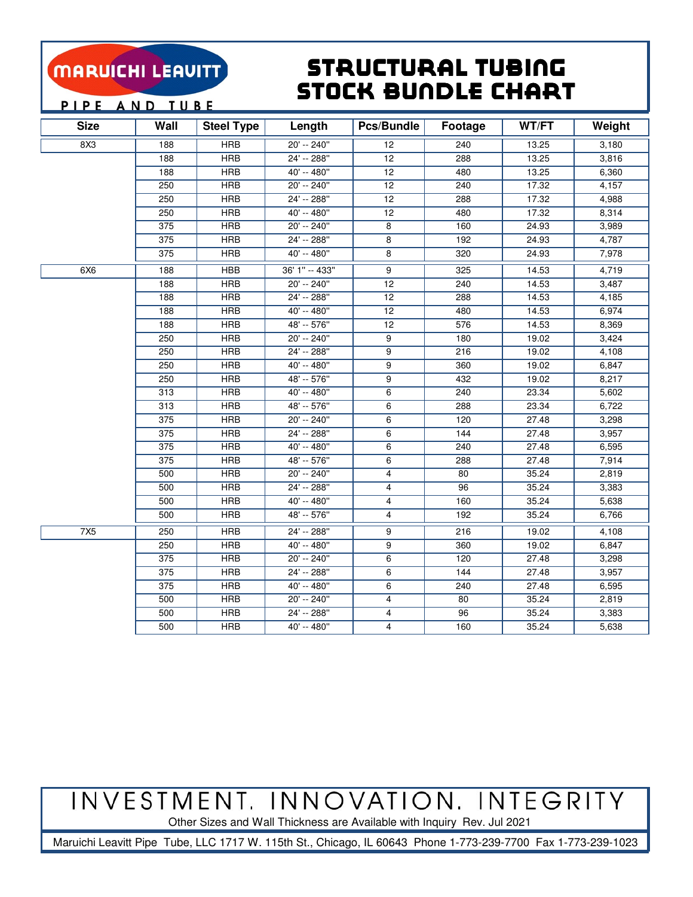MARUICHI LEAVITT

PIPE AND TUBE

# STRUCTURAL TUBING STOCK BUNDLE CHART

| Size | Wall | Steel Type | Length | Pcs/Bundle | Footage | WT/FT | Weight |
|---|---|---|---|---|---|---|---|
| 8X3 | 188 | HRB | 20' -- 240" | 12 | 240 | 13.25 | 3,180 |
| | 188 | HRB | 24' -- 288" | 12 | 288 | 13.25 | 3,816 |
| | 188 | HRB | 40' -- 480" | 12 | 480 | 13.25 | 6,360 |
| | 250 | HRB | 20' -- 240" | 12 | 240 | 17.32 | 4,157 |
| | 250 | HRB | 24' -- 288" | 12 | 288 | 17.32 | 4,988 |
| | 250 | HRB | 40' -- 480" | 12 | 480 | 17.32 | 8,314 |
| | 375 | HRB | 20' -- 240" | 8 | 160 | 24.93 | 3,989 |
| | 375 | HRB | 24' -- 288" | 8 | 192 | 24.93 | 4,787 |
| | 375 | HRB | 40' -- 480" | 8 | 320 | 24.93 | 7,978 |
| 6X6 | 188 | HBB | 36' 1" -- 433" | 9 | 325 | 14.53 | 4,719 |
| | 188 | HRB | 20' -- 240" | 12 | 240 | 14.53 | 3,487 |
| | 188 | HRB | 24' -- 288" | 12 | 288 | 14.53 | 4,185 |
| | 188 | HRB | 40' -- 480" | 12 | 480 | 14.53 | 6,974 |
| | 188 | HRB | 48' -- 576" | 12 | 576 | 14.53 | 8,369 |
| | 250 | HRB | 20' -- 240" | 9 | 180 | 19.02 | 3,424 |
| | 250 | HRB | 24' -- 288" | 9 | 216 | 19.02 | 4,108 |
| | 250 | HRB | 40' -- 480" | 9 | 360 | 19.02 | 6,847 |
| | 250 | HRB | 48' -- 576" | 9 | 432 | 19.02 | 8,217 |
| | 313 | HRB | 40' -- 480" | 6 | 240 | 23.34 | 5,602 |
| | 313 | HRB | 48' -- 576" | 6 | 288 | 23.34 | 6,722 |
| | 375 | HRB | 20' -- 240" | 6 | 120 | 27.48 | 3,298 |
| | 375 | HRB | 24' -- 288" | 6 | 144 | 27.48 | 3,957 |
| | 375 | HRB | 40' -- 480" | 6 | 240 | 27.48 | 6,595 |
| | 375 | HRB | 48' -- 576" | 6 | 288 | 27.48 | 7,914 |
| | 500 | HRB | 20' -- 240" | 4 | 80 | 35.24 | 2,819 |
| | 500 | HRB | 24' -- 288" | 4 | 96 | 35.24 | 3,383 |
| | 500 | HRB | 40' -- 480" | 4 | 160 | 35.24 | 5,638 |
| | 500 | HRB | 48' -- 576" | 4 | 192 | 35.24 | 6,766 |
| 7X5 | 250 | HRB | 24' -- 288" | 9 | 216 | 19.02 | 4,108 |
| | 250 | HRB | 40' -- 480" | 9 | 360 | 19.02 | 6,847 |
| | 375 | HRB | 20' -- 240" | 6 | 120 | 27.48 | 3,298 |
| | 375 | HRB | 24' -- 288" | 6 | 144 | 27.48 | 3,957 |
| | 375 | HRB | 40' -- 480" | 6 | 240 | 27.48 | 6,595 |
| | 500 | HRB | 20' -- 240" | 4 | 80 | 35.24 | 2,819 |
| | 500 | HRB | 24' -- 288" | 4 | 96 | 35.24 | 3,383 |
| | 500 | HRB | 40' -- 480" | 4 | 160 | 35.24 | 5,638 |

INVESTMENT. INNOVATION. INTEGRITY

Other Sizes and Wall Thickness are Available with Inquiry Rev. Jul 2021

Maruichi Leavitt Pipe Tube, LLC 1717 W. 115th St., Chicago, IL 60643 Phone 1-773-239-7700 Fax 1-773-239-1023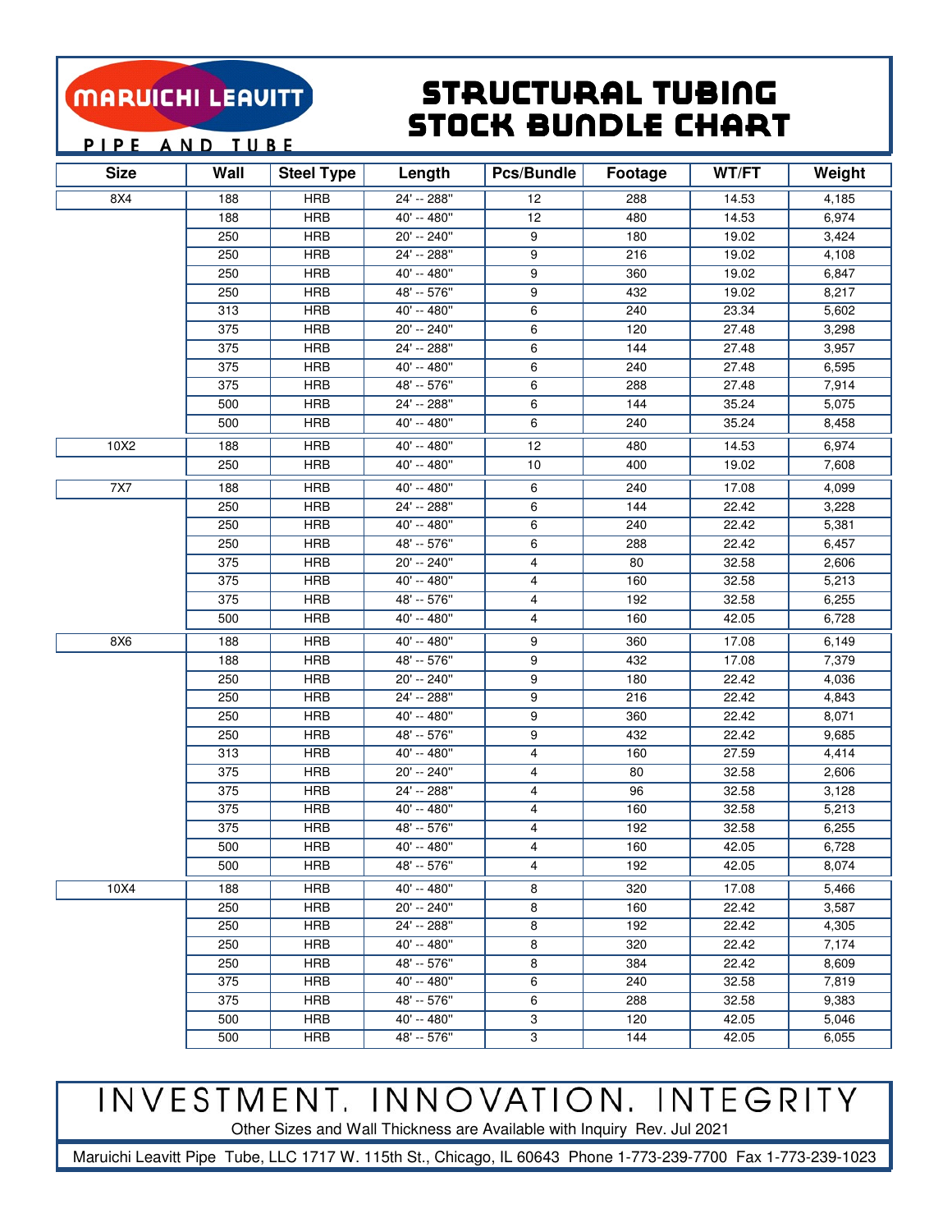MARUICHI LEAVITT

PIPE AND TUBE

# STRUCTURAL TUBING STOCK BUNDLE CHART

| Size | Wall | Steel Type | Length | Pcs/Bundle | Footage | WT/FT | Weight |
|---|---|---|---|---|---|---|---|
| 8X4 | 188 | HRB | 24' -- 288" | 12 | 288 | 14.53 | 4,185 |
| | 188 | HRB | 40' -- 480" | 12 | 480 | 14.53 | 6,974 |
| | 250 | HRB | 20' -- 240" | 9 | 180 | 19.02 | 3,424 |
| | 250 | HRB | 24' -- 288" | 9 | 216 | 19.02 | 4,108 |
| | 250 | HRB | 40' -- 480" | 9 | 360 | 19.02 | 6,847 |
| | 250 | HRB | 48' -- 576" | 9 | 432 | 19.02 | 8,217 |
| | 313 | HRB | 40' -- 480" | 6 | 240 | 23.34 | 5,602 |
| | 375 | HRB | 20' -- 240" | 6 | 120 | 27.48 | 3,298 |
| | 375 | HRB | 24' -- 288" | 6 | 144 | 27.48 | 3,957 |
| | 375 | HRB | 40' -- 480" | 6 | 240 | 27.48 | 6,595 |
| | 375 | HRB | 48' -- 576" | 6 | 288 | 27.48 | 7,914 |
| | 500 | HRB | 24' -- 288" | 6 | 144 | 35.24 | 5,075 |
| | 500 | HRB | 40' -- 480" | 6 | 240 | 35.24 | 8,458 |
| 10X2 | 188 | HRB | 40' -- 480" | 12 | 480 | 14.53 | 6,974 |
| | 250 | HRB | 40' -- 480" | 10 | 400 | 19.02 | 7,608 |
| 7X7 | 188 | HRB | 40' -- 480" | 6 | 240 | 17.08 | 4,099 |
| | 250 | HRB | 24' -- 288" | 6 | 144 | 22.42 | 3,228 |
| | 250 | HRB | 40' -- 480" | 6 | 240 | 22.42 | 5,381 |
| | 250 | HRB | 48' -- 576" | 6 | 288 | 22.42 | 6,457 |
| | 375 | HRB | 20' -- 240" | 4 | 80 | 32.58 | 2,606 |
| | 375 | HRB | 40' -- 480" | 4 | 160 | 32.58 | 5,213 |
| | 375 | HRB | 48' -- 576" | 4 | 192 | 32.58 | 6,255 |
| | 500 | HRB | 40' -- 480" | 4 | 160 | 42.05 | 6,728 |
| 8X6 | 188 | HRB | 40' -- 480" | 9 | 360 | 17.08 | 6,149 |
| | 188 | HRB | 48' -- 576" | 9 | 432 | 17.08 | 7,379 |
| | 250 | HRB | 20' -- 240" | 9 | 180 | 22.42 | 4,036 |
| | 250 | HRB | 24' -- 288" | 9 | 216 | 22.42 | 4,843 |
| | 250 | HRB | 40' -- 480" | 9 | 360 | 22.42 | 8,071 |
| | 250 | HRB | 48' -- 576" | 9 | 432 | 22.42 | 9,685 |
| | 313 | HRB | 40' -- 480" | 4 | 160 | 27.59 | 4,414 |
| | 375 | HRB | 20' -- 240" | 4 | 80 | 32.58 | 2,606 |
| | 375 | HRB | 24' -- 288" | 4 | 96 | 32.58 | 3,128 |
| | 375 | HRB | 40' -- 480" | 4 | 160 | 32.58 | 5,213 |
| | 375 | HRB | 48' -- 576" | 4 | 192 | 32.58 | 6,255 |
| | 500 | HRB | 40' -- 480" | 4 | 160 | 42.05 | 6,728 |
| | 500 | HRB | 48' -- 576" | 4 | 192 | 42.05 | 8,074 |
| 10X4 | 188 | HRB | 40' -- 480" | 8 | 320 | 17.08 | 5,466 |
| | 250 | HRB | 20' -- 240" | 8 | 160 | 22.42 | 3,587 |
| | 250 | HRB | 24' -- 288" | 8 | 192 | 22.42 | 4,305 |
| | 250 | HRB | 40' -- 480" | 8 | 320 | 22.42 | 7,174 |
| | 250 | HRB | 48' -- 576" | 8 | 384 | 22.42 | 8,609 |
| | 375 | HRB | 40' -- 480" | 6 | 240 | 32.58 | 7,819 |
| | 375 | HRB | 48' -- 576" | 6 | 288 | 32.58 | 9,383 |
| | 500 | HRB | 40' -- 480" | 3 | 120 | 42.05 | 5,046 |
| | 500 | HRB | 48' -- 576" | 3 | 144 | 42.05 | 6,055 |

INVESTMENT. INNOVATION. INTEGRITY

Other Sizes and Wall Thickness are Available with Inquiry Rev. Jul 2021

Maruichi Leavitt Pipe Tube, LLC 1717 W. 115th St., Chicago, IL 60643 Phone 1-773-239-7700 Fax 1-773-239-1023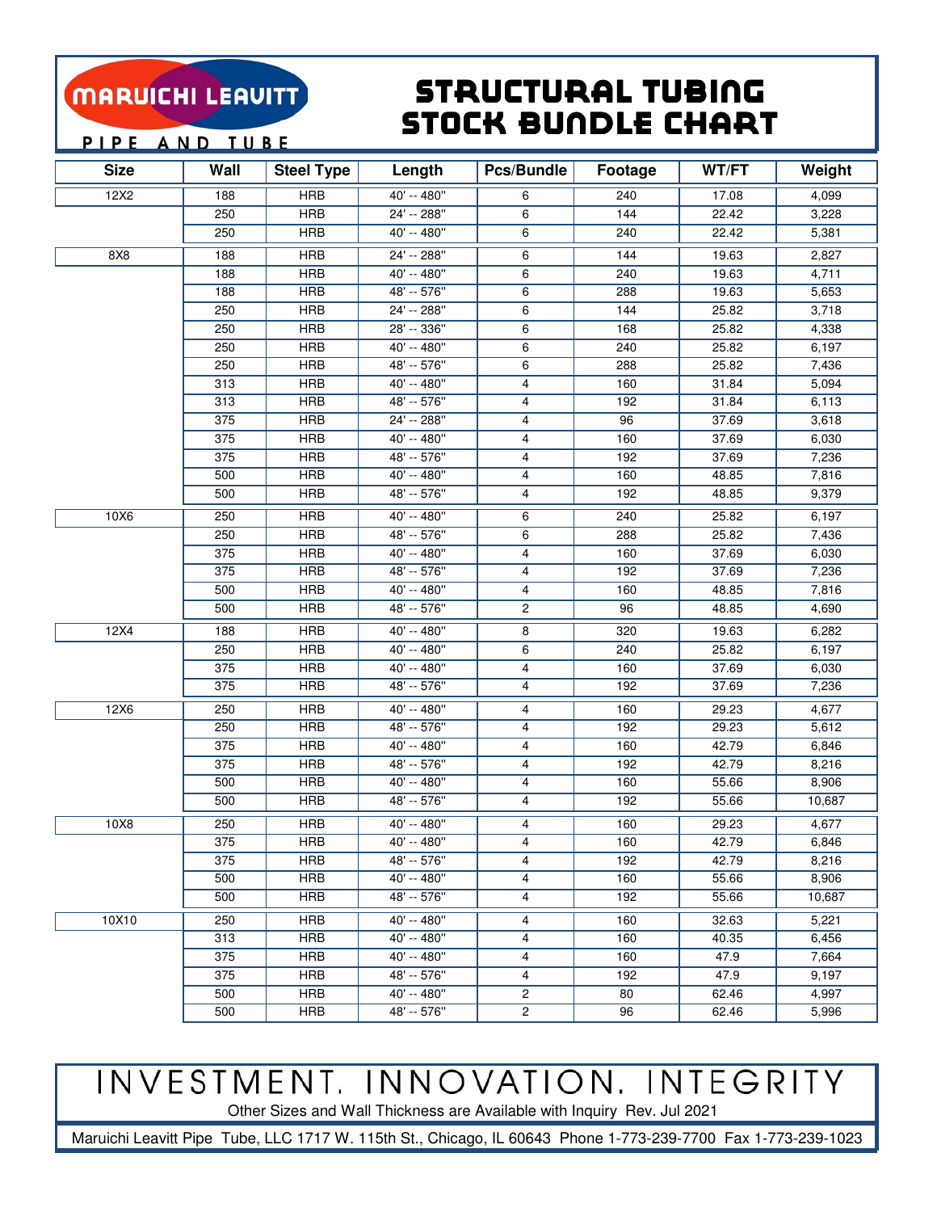MARUICHI LEAVITT

PIPE AND TUBE

# STRUCTURAL TUBING STOCK BUNDLE CHART

| Size | Wall | Steel Type | Length | Pcs/Bundle | Footage | WT/FT | Weight |
|---|---|---|---|---|---|---|---|
| 12X2 | 188 | HRB | 40' -- 480" | 6 | 240 | 17.08 | 4,099 |
| | 250 | HRB | 24' -- 288" | 6 | 144 | 22.42 | 3,228 |
| | 250 | HRB | 40' -- 480" | 6 | 240 | 22.42 | 5,381 |
| 8X8 | 188 | HRB | 24' -- 288" | 6 | 144 | 19.63 | 2,827 |
| | 188 | HRB | 40' -- 480" | 6 | 240 | 19.63 | 4,711 |
| | 188 | HRB | 48' -- 576" | 6 | 288 | 19.63 | 5,653 |
| | 250 | HRB | 24' -- 288" | 6 | 144 | 25.82 | 3,718 |
| | 250 | HRB | 28' -- 336" | 6 | 168 | 25.82 | 4,338 |
| | 250 | HRB | 40' -- 480" | 6 | 240 | 25.82 | 6,197 |
| | 250 | HRB | 48' -- 576" | 6 | 288 | 25.82 | 7,436 |
| | 313 | HRB | 40' -- 480" | 4 | 160 | 31.84 | 5,094 |
| | 313 | HRB | 48' -- 576" | 4 | 192 | 31.84 | 6,113 |
| | 375 | HRB | 24' -- 288" | 4 | 96 | 37.69 | 3,618 |
| | 375 | HRB | 40' -- 480" | 4 | 160 | 37.69 | 6,030 |
| | 375 | HRB | 48' -- 576" | 4 | 192 | 37.69 | 7,236 |
| | 500 | HRB | 40' -- 480" | 4 | 160 | 48.85 | 7,816 |
| | 500 | HRB | 48' -- 576" | 4 | 192 | 48.85 | 9,379 |
| 10X6 | 250 | HRB | 40' -- 480" | 6 | 240 | 25.82 | 6,197 |
| | 250 | HRB | 48' -- 576" | 6 | 288 | 25.82 | 7,436 |
| | 375 | HRB | 40' -- 480" | 4 | 160 | 37.69 | 6,030 |
| | 375 | HRB | 48' -- 576" | 4 | 192 | 37.69 | 7,236 |
| | 500 | HRB | 40' -- 480" | 4 | 160 | 48.85 | 7,816 |
| | 500 | HRB | 48' -- 576" | 2 | 96 | 48.85 | 4,690 |
| 12X4 | 188 | HRB | 40' -- 480" | 8 | 320 | 19.63 | 6,282 |
| | 250 | HRB | 40' -- 480" | 6 | 240 | 25.82 | 6,197 |
| | 375 | HRB | 40' -- 480" | 4 | 160 | 37.69 | 6,030 |
| | 375 | HRB | 48' -- 576" | 4 | 192 | 37.69 | 7,236 |
| 12X6 | 250 | HRB | 40' -- 480" | 4 | 160 | 29.23 | 4,677 |
| | 250 | HRB | 48' -- 576" | 4 | 192 | 29.23 | 5,612 |
| | 375 | HRB | 40' -- 480" | 4 | 160 | 42.79 | 6,846 |
| | 375 | HRB | 48' -- 576" | 4 | 192 | 42.79 | 8,216 |
| | 500 | HRB | 40' -- 480" | 4 | 160 | 55.66 | 8,906 |
| | 500 | HRB | 48' -- 576" | 4 | 192 | 55.66 | 10,687 |
| 10X8 | 250 | HRB | 40' -- 480" | 4 | 160 | 29.23 | 4,677 |
| | 375 | HRB | 40' -- 480" | 4 | 160 | 42.79 | 6,846 |
| | 375 | HRB | 48' -- 576" | 4 | 192 | 42.79 | 8,216 |
| | 500 | HRB | 40' -- 480" | 4 | 160 | 55.66 | 8,906 |
| | 500 | HRB | 48' -- 576" | 4 | 192 | 55.66 | 10,687 |
| 10X10 | 250 | HRB | 40' -- 480" | 4 | 160 | 32.63 | 5,221 |
| | 313 | HRB | 40' -- 480" | 4 | 160 | 40.35 | 6,456 |
| | 375 | HRB | 40' -- 480" | 4 | 160 | 47.9 | 7,664 |
| | 375 | HRB | 48' -- 576" | 4 | 192 | 47.9 | 9,197 |
| | 500 | HRB | 40' -- 480" | 2 | 80 | 62.46 | 4,997 |
| | 500 | HRB | 48' -- 576" | 2 | 96 | 62.46 | 5,996 |

INVESTMENT. INNOVATION. INTEGRITY

Other Sizes and Wall Thickness are Available with Inquiry Rev. Jul 2021

Maruichi Leavitt Pipe Tube, LLC 1717 W. 115th St., Chicago, IL 60643 Phone 1-773-239-7700 Fax 1-773-239-1023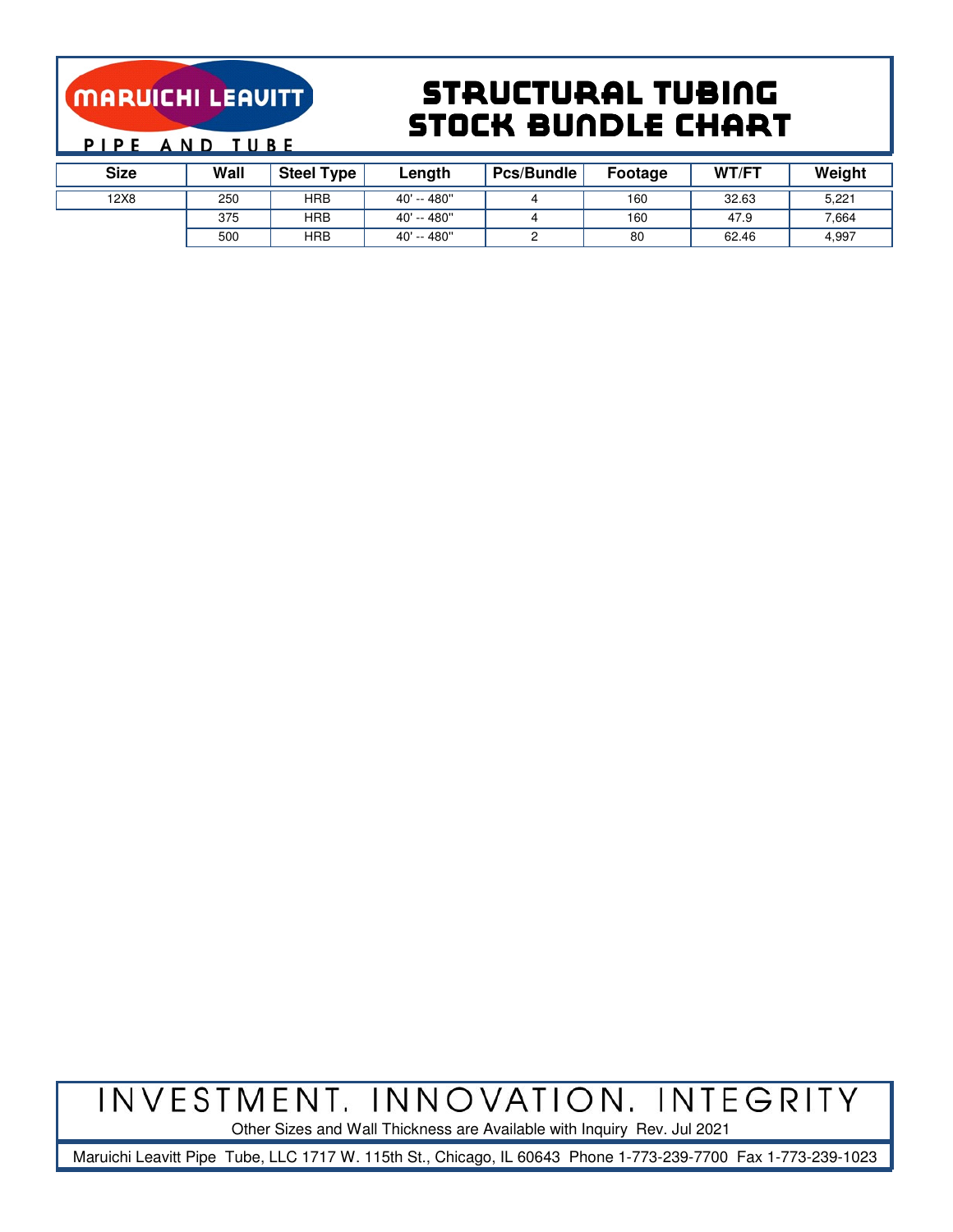MARUICHI LEAVITT

PIPE AND TUBE

# STRUCTURAL TUBING STOCK BUNDLE CHART

| Size | Wall | Steel Type | Length | Pcs/Bundle | Footage | WT/FT | Weight |
|---|---|---|---|---|---|---|---|
| 12X8 | 250 | HRB | 40' -- 480" | 4 | 160 | 32.63 | 5,221 |
| | 375 | HRB | 40' -- 480" | 4 | 160 | 47.9 | 7,664 |
| | 500 | HRB | 40' -- 480" | 2 | 80 | 62.46 | 4,997 |

INVESTMENT. INNOVATION. INTEGRITY

Other Sizes and Wall Thickness are Available with Inquiry Rev. Jul 2021

Maruichi Leavitt Pipe Tube, LLC 1717 W. 115th St., Chicago, IL 60643 Phone 1-773-239-7700 Fax 1-773-239-1023